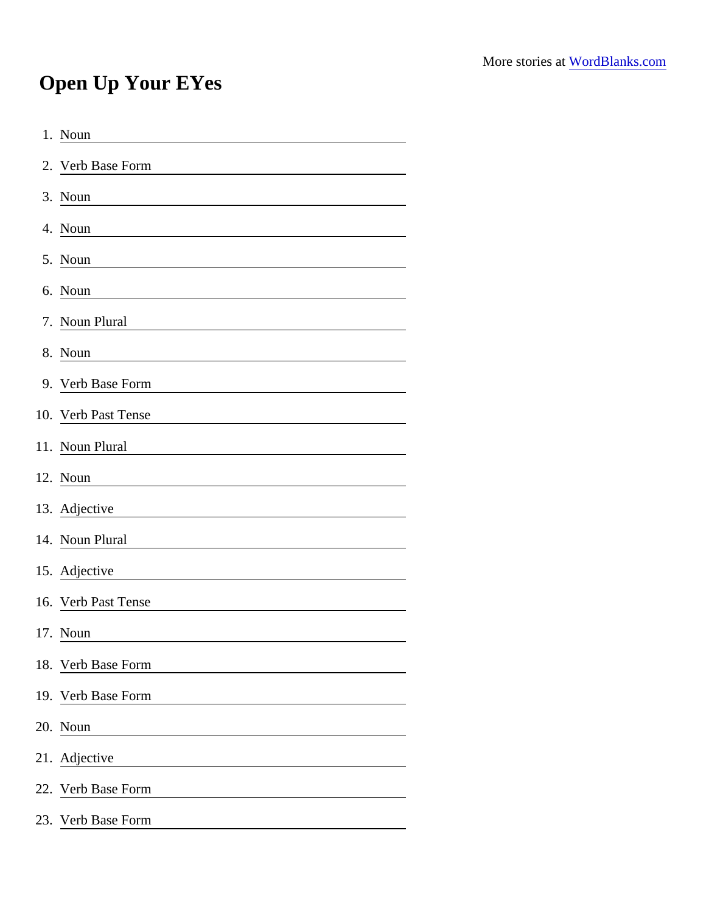More stories at [WordBlanks.com](https://WordBlanks.com)

# Open Up Your EYes

1. Noun \_\_\_\_\_\_\_\_\_\_\_\_\_\_\_\_
2. Verb Base Form \_\_\_\_\_\_\_\_\_\_\_\_\_\_\_\_
3. Noun \_\_\_\_\_\_\_\_\_\_\_\_\_\_\_\_
4. Noun \_\_\_\_\_\_\_\_\_\_\_\_\_\_\_\_
5. Noun \_\_\_\_\_\_\_\_\_\_\_\_\_\_\_\_
6. Noun \_\_\_\_\_\_\_\_\_\_\_\_\_\_\_\_
7. Noun Plural \_\_\_\_\_\_\_\_\_\_\_\_\_\_\_\_
8. Noun \_\_\_\_\_\_\_\_\_\_\_\_\_\_\_\_
9. Verb Base Form \_\_\_\_\_\_\_\_\_\_\_\_\_\_\_\_
10. Verb Past Tense \_\_\_\_\_\_\_\_\_\_\_\_\_\_\_\_
11. Noun Plural \_\_\_\_\_\_\_\_\_\_\_\_\_\_\_\_
12. Noun \_\_\_\_\_\_\_\_\_\_\_\_\_\_\_\_
13. Adjective \_\_\_\_\_\_\_\_\_\_\_\_\_\_\_\_
14. Noun Plural \_\_\_\_\_\_\_\_\_\_\_\_\_\_\_\_
15. Adjective \_\_\_\_\_\_\_\_\_\_\_\_\_\_\_\_
16. Verb Past Tense \_\_\_\_\_\_\_\_\_\_\_\_\_\_\_\_
17. Noun \_\_\_\_\_\_\_\_\_\_\_\_\_\_\_\_
18. Verb Base Form \_\_\_\_\_\_\_\_\_\_\_\_\_\_\_\_
19. Verb Base Form \_\_\_\_\_\_\_\_\_\_\_\_\_\_\_\_
20. Noun \_\_\_\_\_\_\_\_\_\_\_\_\_\_\_\_
21. Adjective \_\_\_\_\_\_\_\_\_\_\_\_\_\_\_\_
22. Verb Base Form \_\_\_\_\_\_\_\_\_\_\_\_\_\_\_\_
23. Verb Base Form \_\_\_\_\_\_\_\_\_\_\_\_\_\_\_\_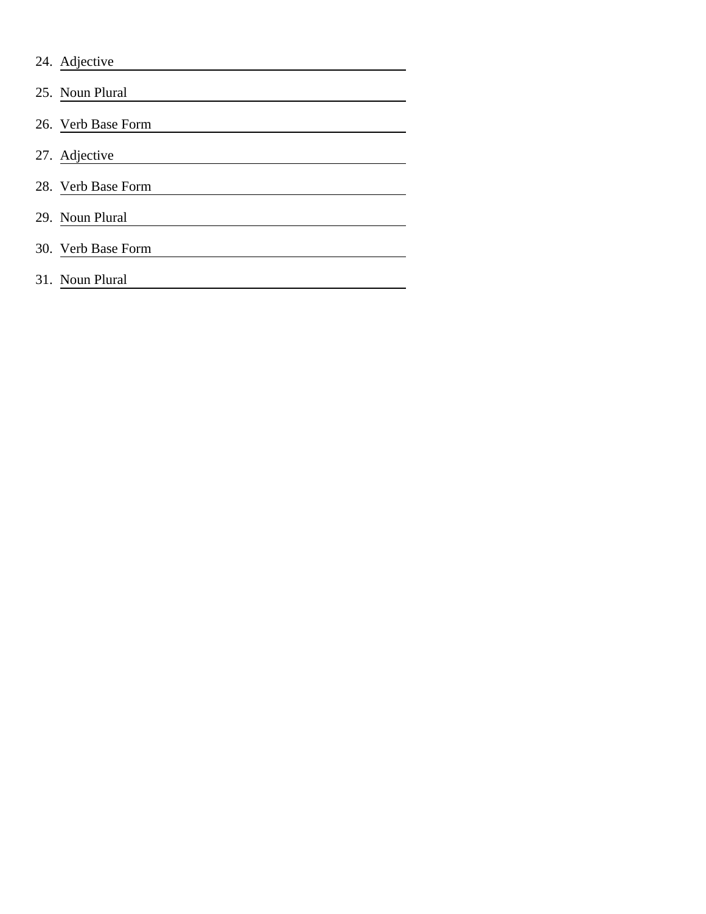24. Adjective \_\_\_\_\_\_\_\_\_\_\_\_\_\_\_\_\_\_\_\_
25. Noun Plural \_\_\_\_\_\_\_\_\_\_\_\_\_\_\_\_\_\_\_\_
26. Verb Base Form \_\_\_\_\_\_\_\_\_\_\_\_\_\_\_\_\_\_\_\_
27. Adjective \_\_\_\_\_\_\_\_\_\_\_\_\_\_\_\_\_\_\_\_
28. Verb Base Form \_\_\_\_\_\_\_\_\_\_\_\_\_\_\_\_\_\_\_\_
29. Noun Plural \_\_\_\_\_\_\_\_\_\_\_\_\_\_\_\_\_\_\_\_
30. Verb Base Form \_\_\_\_\_\_\_\_\_\_\_\_\_\_\_\_\_\_\_\_
31. Noun Plural \_\_\_\_\_\_\_\_\_\_\_\_\_\_\_\_\_\_\_\_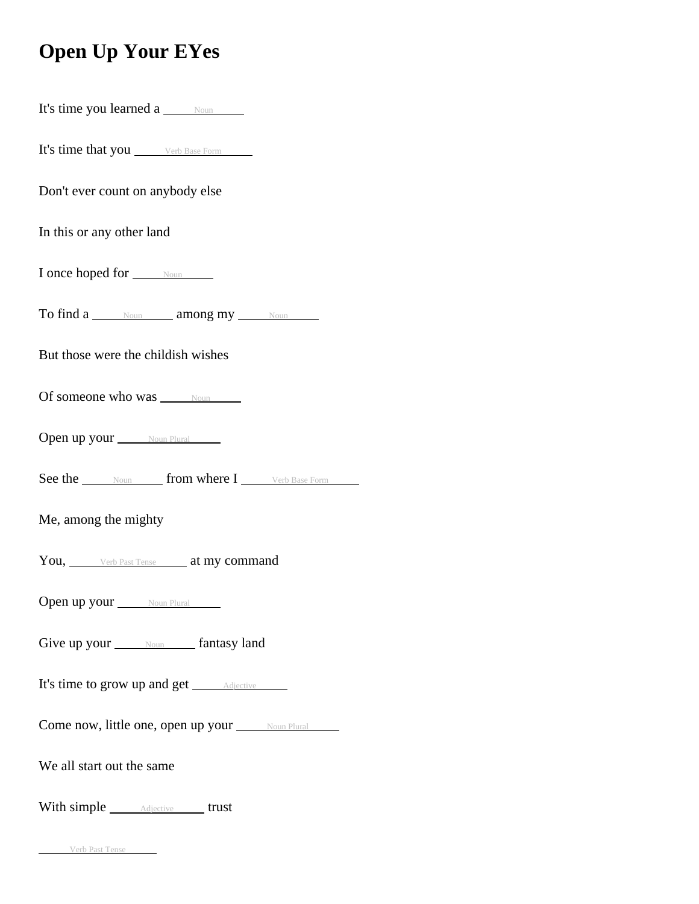# Open Up Your EYes

It's time you learned a ______Noun______

It's time that you ______Verb Base Form______

Don't ever count on anybody else

In this or any other land

I once hoped for ______Noun______

To find a ______Noun______ among my ______Noun______

But those were the childish wishes

Of someone who was ______Noun______

Open up your ______Noun Plural______

See the ______Noun______ from where I ______Verb Base Form______

Me, among the mighty

You, ______Verb Past Tense______ at my command

Open up your ______Noun Plural______

Give up your ______Noun______ fantasy land

It's time to grow up and get ______Adjective______

Come now, little one, open up your ______Noun Plural______

We all start out the same

With simple ______Adjective______ trust

______Verb Past Tense______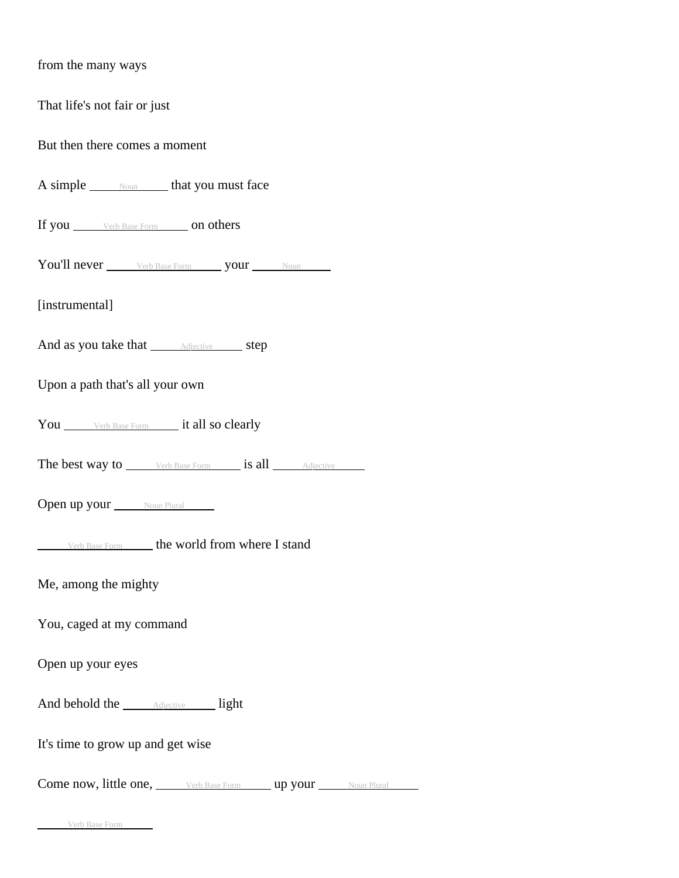from the many ways

That life's not fair or just

But then there comes a moment

A simple \_\_\_\_\_Noun\_\_\_\_\_ that you must face

If you \_\_\_\_\_Verb Base Form\_\_\_\_\_ on others

You'll never \_\_\_\_\_Verb Base Form\_\_\_\_\_ your \_\_\_\_\_Noun\_\_\_\_\_

[instrumental]

And as you take that \_\_\_\_\_Adjective\_\_\_\_\_ step

Upon a path that's all your own

You \_\_\_\_\_Verb Base Form\_\_\_\_\_ it all so clearly

The best way to \_\_\_\_\_Verb Base Form\_\_\_\_\_ is all \_\_\_\_\_Adjective\_\_\_\_\_

Open up your \_\_\_\_\_Noun Plural\_\_\_\_\_

\_\_\_\_\_Verb Base Form\_\_\_\_\_ the world from where I stand

Me, among the mighty

You, caged at my command

Open up your eyes

And behold the \_\_\_\_\_Adjective\_\_\_\_\_ light

It's time to grow up and get wise

Come now, little one, \_\_\_\_\_Verb Base Form\_\_\_\_\_ up your \_\_\_\_\_Noun Plural\_\_\_\_\_

\_\_\_\_\_Verb Base Form\_\_\_\_\_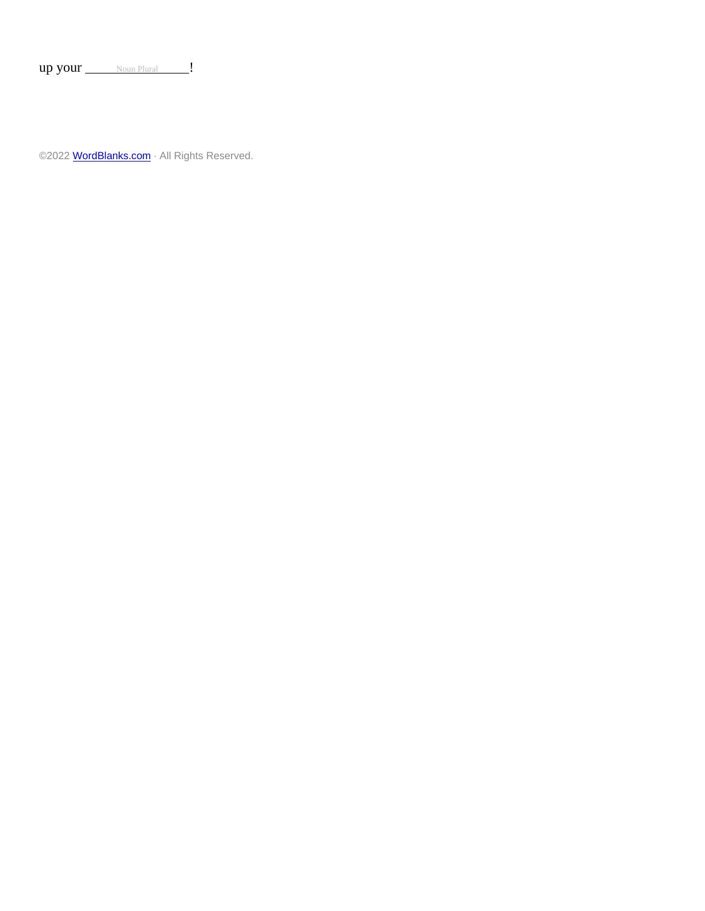up your ______Noun Plural______!

©2022 WordBlanks.com · All Rights Reserved.